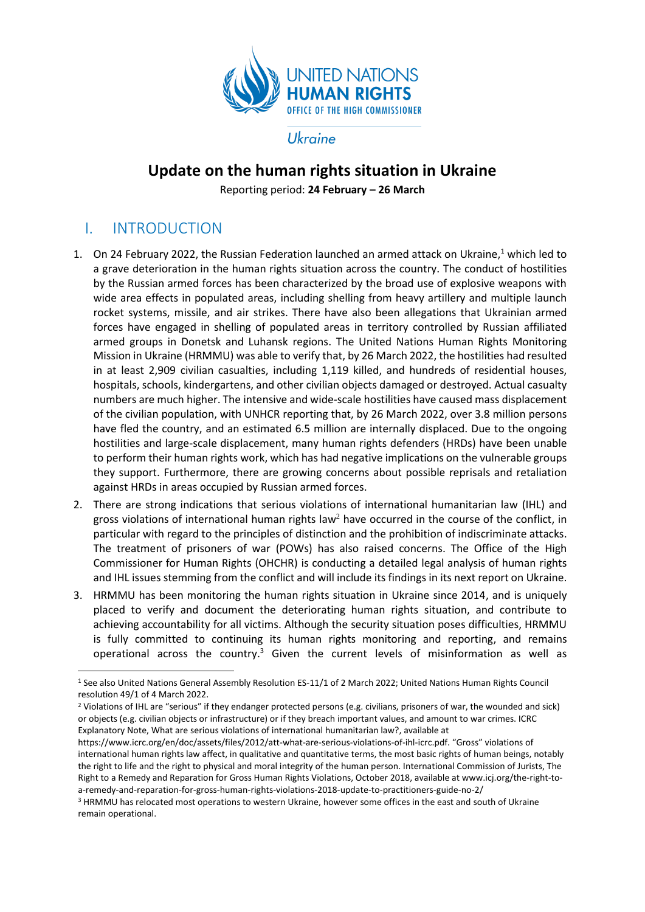UNITED NATIONS
**HUMAN RIGHTS**
OFFICE OF THE HIGH COMMISSIONER

*Ukraine*

# Update on the human rights situation in Ukraine

Reporting period: **24 February – 26 March**

## I. INTRODUCTION

1. On 24 February 2022, the Russian Federation launched an armed attack on Ukraine,[1] which led to a grave deterioration in the human rights situation across the country. The conduct of hostilities by the Russian armed forces has been characterized by the broad use of explosive weapons with wide area effects in populated areas, including shelling from heavy artillery and multiple launch rocket systems, missile, and air strikes. There have also been allegations that Ukrainian armed forces have engaged in shelling of populated areas in territory controlled by Russian affiliated armed groups in Donetsk and Luhansk regions. The United Nations Human Rights Monitoring Mission in Ukraine (HRMMU) was able to verify that, by 26 March 2022, the hostilities had resulted in at least 2,909 civilian casualties, including 1,119 killed, and hundreds of residential houses, hospitals, schools, kindergartens, and other civilian objects damaged or destroyed. Actual casualty numbers are much higher. The intensive and wide-scale hostilities have caused mass displacement of the civilian population, with UNHCR reporting that, by 26 March 2022, over 3.8 million persons have fled the country, and an estimated 6.5 million are internally displaced. Due to the ongoing hostilities and large-scale displacement, many human rights defenders (HRDs) have been unable to perform their human rights work, which has had negative implications on the vulnerable groups they support. Furthermore, there are growing concerns about possible reprisals and retaliation against HRDs in areas occupied by Russian armed forces.

2. There are strong indications that serious violations of international humanitarian law (IHL) and gross violations of international human rights law[2] have occurred in the course of the conflict, in particular with regard to the principles of distinction and the prohibition of indiscriminate attacks. The treatment of prisoners of war (POWs) has also raised concerns. The Office of the High Commissioner for Human Rights (OHCHR) is conducting a detailed legal analysis of human rights and IHL issues stemming from the conflict and will include its findings in its next report on Ukraine.

3. HRMMU has been monitoring the human rights situation in Ukraine since 2014, and is uniquely placed to verify and document the deteriorating human rights situation, and contribute to achieving accountability for all victims. Although the security situation poses difficulties, HRMMU is fully committed to continuing its human rights monitoring and reporting, and remains operational across the country.[3] Given the current levels of misinformation as well as

---

[1] See also United Nations General Assembly Resolution ES-11/1 of 2 March 2022; United Nations Human Rights Council resolution 49/1 of 4 March 2022.

[2] Violations of IHL are "serious" if they endanger protected persons (e.g. civilians, prisoners of war, the wounded and sick) or objects (e.g. civilian objects or infrastructure) or if they breach important values, and amount to war crimes. ICRC Explanatory Note, What are serious violations of international humanitarian law?, available at https://www.icrc.org/en/doc/assets/files/2012/att-what-are-serious-violations-of-ihl-icrc.pdf. "Gross" violations of international human rights law affect, in qualitative and quantitative terms, the most basic rights of human beings, notably the right to life and the right to physical and moral integrity of the human person. International Commission of Jurists, The Right to a Remedy and Reparation for Gross Human Rights Violations, October 2018, available at www.icj.org/the-right-to-a-remedy-and-reparation-for-gross-human-rights-violations-2018-update-to-practitioners-guide-no-2/

[3] HRMMU has relocated most operations to western Ukraine, however some offices in the east and south of Ukraine remain operational.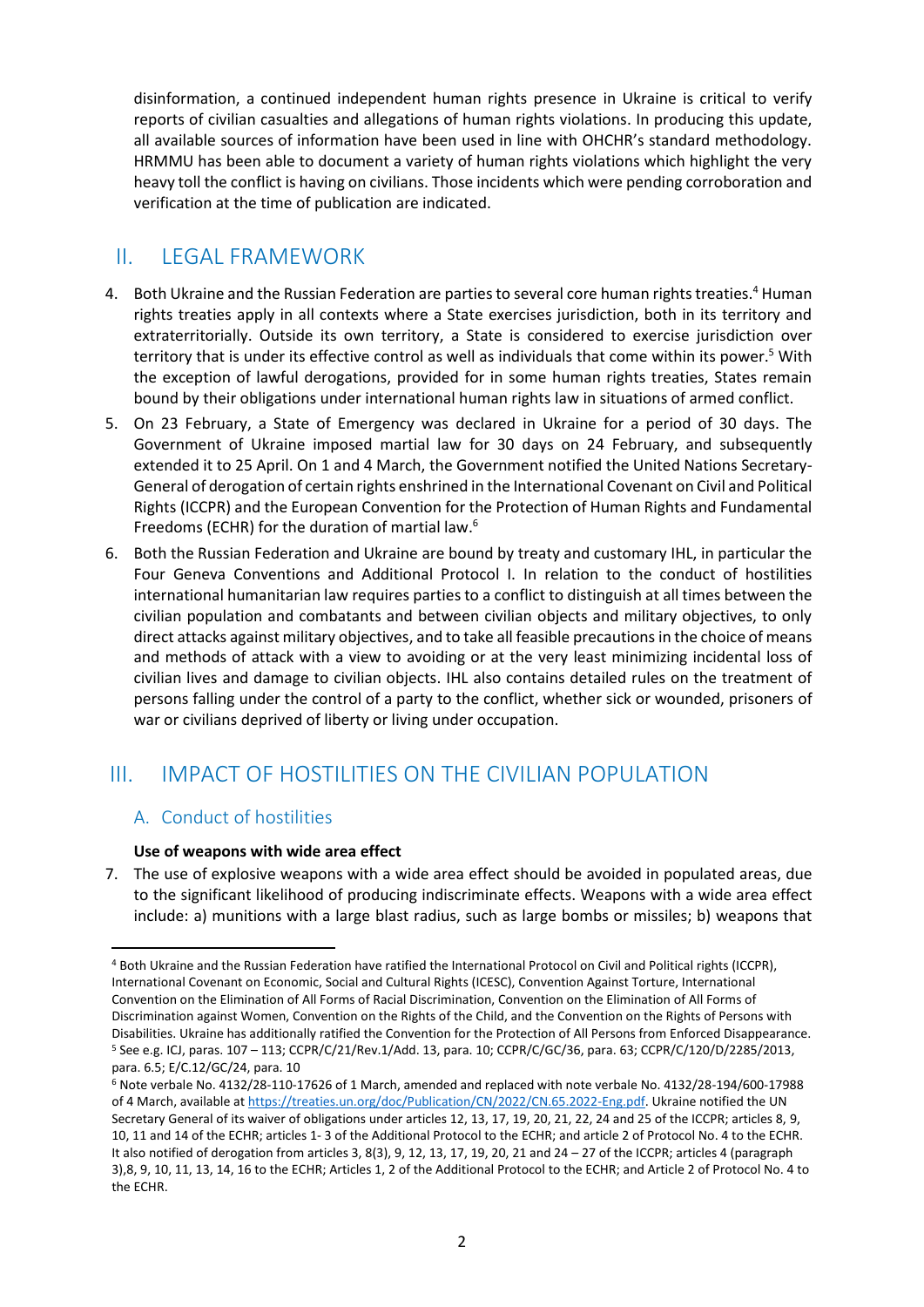disinformation, a continued independent human rights presence in Ukraine is critical to verify reports of civilian casualties and allegations of human rights violations. In producing this update, all available sources of information have been used in line with OHCHR's standard methodology. HRMMU has been able to document a variety of human rights violations which highlight the very heavy toll the conflict is having on civilians. Those incidents which were pending corroboration and verification at the time of publication are indicated.

## II. LEGAL FRAMEWORK

4. Both Ukraine and the Russian Federation are parties to several core human rights treaties.[4] Human rights treaties apply in all contexts where a State exercises jurisdiction, both in its territory and extraterritorially. Outside its own territory, a State is considered to exercise jurisdiction over territory that is under its effective control as well as individuals that come within its power.[5] With the exception of lawful derogations, provided for in some human rights treaties, States remain bound by their obligations under international human rights law in situations of armed conflict.
5. On 23 February, a State of Emergency was declared in Ukraine for a period of 30 days. The Government of Ukraine imposed martial law for 30 days on 24 February, and subsequently extended it to 25 April. On 1 and 4 March, the Government notified the United Nations Secretary-General of derogation of certain rights enshrined in the International Covenant on Civil and Political Rights (ICCPR) and the European Convention for the Protection of Human Rights and Fundamental Freedoms (ECHR) for the duration of martial law.[6]
6. Both the Russian Federation and Ukraine are bound by treaty and customary IHL, in particular the Four Geneva Conventions and Additional Protocol I. In relation to the conduct of hostilities international humanitarian law requires parties to a conflict to distinguish at all times between the civilian population and combatants and between civilian objects and military objectives, to only direct attacks against military objectives, and to take all feasible precautions in the choice of means and methods of attack with a view to avoiding or at the very least minimizing incidental loss of civilian lives and damage to civilian objects. IHL also contains detailed rules on the treatment of persons falling under the control of a party to the conflict, whether sick or wounded, prisoners of war or civilians deprived of liberty or living under occupation.

## III. IMPACT OF HOSTILITIES ON THE CIVILIAN POPULATION

### A. Conduct of hostilities

**Use of weapons with wide area effect**

7. The use of explosive weapons with a wide area effect should be avoided in populated areas, due to the significant likelihood of producing indiscriminate effects. Weapons with a wide area effect include: a) munitions with a large blast radius, such as large bombs or missiles; b) weapons that

---

[4] Both Ukraine and the Russian Federation have ratified the International Protocol on Civil and Political rights (ICCPR), International Covenant on Economic, Social and Cultural Rights (ICESC), Convention Against Torture, International Convention on the Elimination of All Forms of Racial Discrimination, Convention on the Elimination of All Forms of Discrimination against Women, Convention on the Rights of the Child, and the Convention on the Rights of Persons with Disabilities. Ukraine has additionally ratified the Convention for the Protection of All Persons from Enforced Disappearance.

[5] See e.g. ICJ, paras. 107 – 113; CCPR/C/21/Rev.1/Add. 13, para. 10; CCPR/C/GC/36, para. 63; CCPR/C/120/D/2285/2013, para. 6.5; E/C.12/GC/24, para. 10

[6] Note verbale No. 4132/28-110-17626 of 1 March, amended and replaced with note verbale No. 4132/28-194/600-17988 of 4 March, available at https://treaties.un.org/doc/Publication/CN/2022/CN.65.2022-Eng.pdf. Ukraine notified the UN Secretary General of its waiver of obligations under articles 12, 13, 17, 19, 20, 21, 22, 24 and 25 of the ICCPR; articles 8, 9, 10, 11 and 14 of the ECHR; articles 1- 3 of the Additional Protocol to the ECHR; and article 2 of Protocol No. 4 to the ECHR. It also notified of derogation from articles 3, 8(3), 9, 12, 13, 17, 19, 20, 21 and 24 – 27 of the ICCPR; articles 4 (paragraph 3),8, 9, 10, 11, 13, 14, 16 to the ECHR; Articles 1, 2 of the Additional Protocol to the ECHR; and Article 2 of Protocol No. 4 to the ECHR.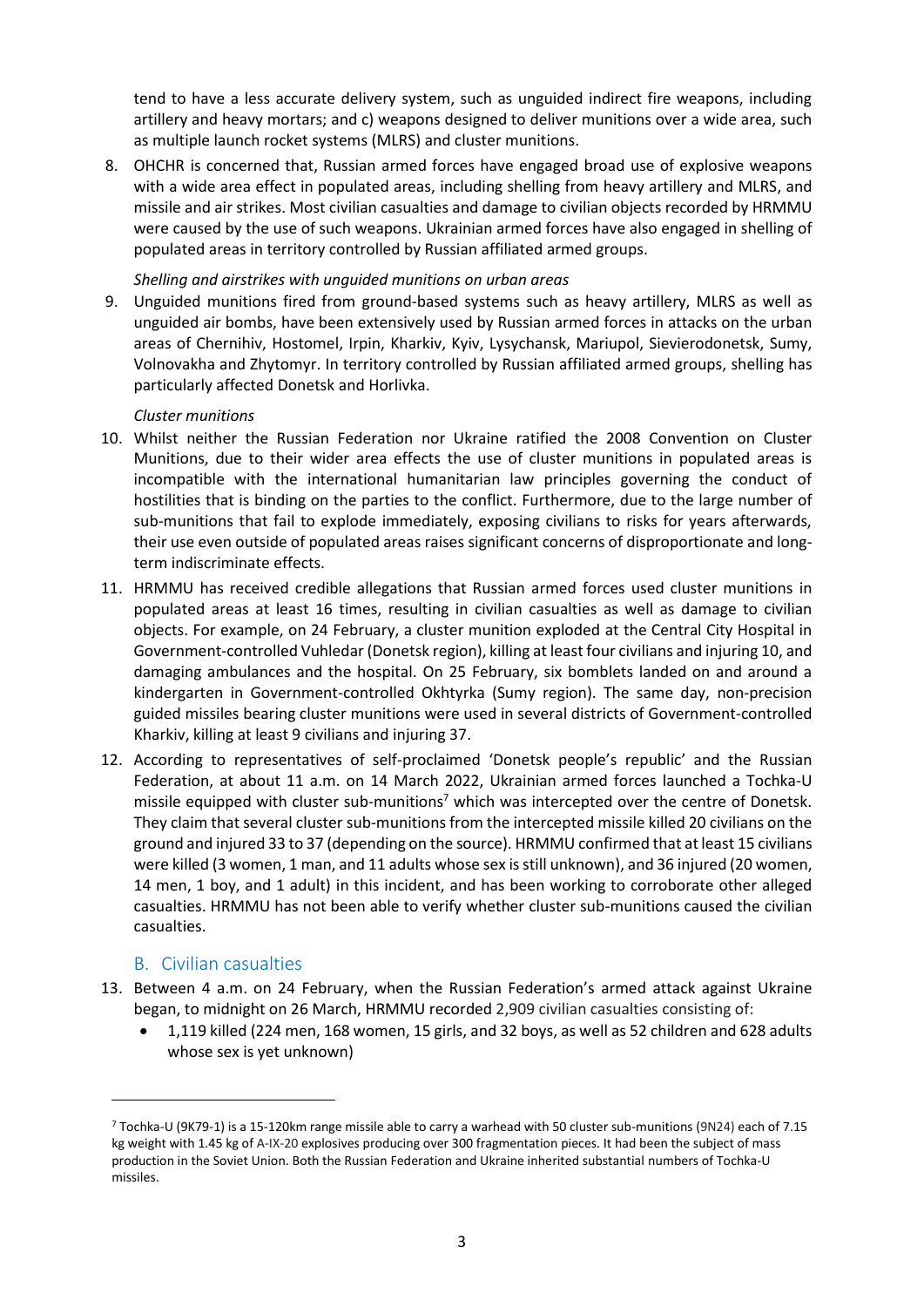tend to have a less accurate delivery system, such as unguided indirect fire weapons, including artillery and heavy mortars; and c) weapons designed to deliver munitions over a wide area, such as multiple launch rocket systems (MLRS) and cluster munitions.

8. OHCHR is concerned that, Russian armed forces have engaged broad use of explosive weapons with a wide area effect in populated areas, including shelling from heavy artillery and MLRS, and missile and air strikes. Most civilian casualties and damage to civilian objects recorded by HRMMU were caused by the use of such weapons. Ukrainian armed forces have also engaged in shelling of populated areas in territory controlled by Russian affiliated armed groups.

*Shelling and airstrikes with unguided munitions on urban areas*

9. Unguided munitions fired from ground-based systems such as heavy artillery, MLRS as well as unguided air bombs, have been extensively used by Russian armed forces in attacks on the urban areas of Chernihiv, Hostomel, Irpin, Kharkiv, Kyiv, Lysychansk, Mariupol, Sievierodonetsk, Sumy, Volnovakha and Zhytomyr. In territory controlled by Russian affiliated armed groups, shelling has particularly affected Donetsk and Horlivka.

*Cluster munitions*

10. Whilst neither the Russian Federation nor Ukraine ratified the 2008 Convention on Cluster Munitions, due to their wider area effects the use of cluster munitions in populated areas is incompatible with the international humanitarian law principles governing the conduct of hostilities that is binding on the parties to the conflict. Furthermore, due to the large number of sub-munitions that fail to explode immediately, exposing civilians to risks for years afterwards, their use even outside of populated areas raises significant concerns of disproportionate and long-term indiscriminate effects.

11. HRMMU has received credible allegations that Russian armed forces used cluster munitions in populated areas at least 16 times, resulting in civilian casualties as well as damage to civilian objects. For example, on 24 February, a cluster munition exploded at the Central City Hospital in Government-controlled Vuhledar (Donetsk region), killing at least four civilians and injuring 10, and damaging ambulances and the hospital. On 25 February, six bomblets landed on and around a kindergarten in Government-controlled Okhtyrka (Sumy region). The same day, non-precision guided missiles bearing cluster munitions were used in several districts of Government-controlled Kharkiv, killing at least 9 civilians and injuring 37.

12. According to representatives of self-proclaimed 'Donetsk people's republic' and the Russian Federation, at about 11 a.m. on 14 March 2022, Ukrainian armed forces launched a Tochka-U missile equipped with cluster sub-munitions[7] which was intercepted over the centre of Donetsk. They claim that several cluster sub-munitions from the intercepted missile killed 20 civilians on the ground and injured 33 to 37 (depending on the source). HRMMU confirmed that at least 15 civilians were killed (3 women, 1 man, and 11 adults whose sex is still unknown), and 36 injured (20 women, 14 men, 1 boy, and 1 adult) in this incident, and has been working to corroborate other alleged casualties. HRMMU has not been able to verify whether cluster sub-munitions caused the civilian casualties.

## B. Civilian casualties

13. Between 4 a.m. on 24 February, when the Russian Federation's armed attack against Ukraine began, to midnight on 26 March, HRMMU recorded 2,909 civilian casualties consisting of:
    - 1,119 killed (224 men, 168 women, 15 girls, and 32 boys, as well as 52 children and 628 adults whose sex is yet unknown)

---

[7] Tochka-U (9K79-1) is a 15-120km range missile able to carry a warhead with 50 cluster sub-munitions (9N24) each of 7.15 kg weight with 1.45 kg of A-IX-20 explosives producing over 300 fragmentation pieces. It had been the subject of mass production in the Soviet Union. Both the Russian Federation and Ukraine inherited substantial numbers of Tochka-U missiles.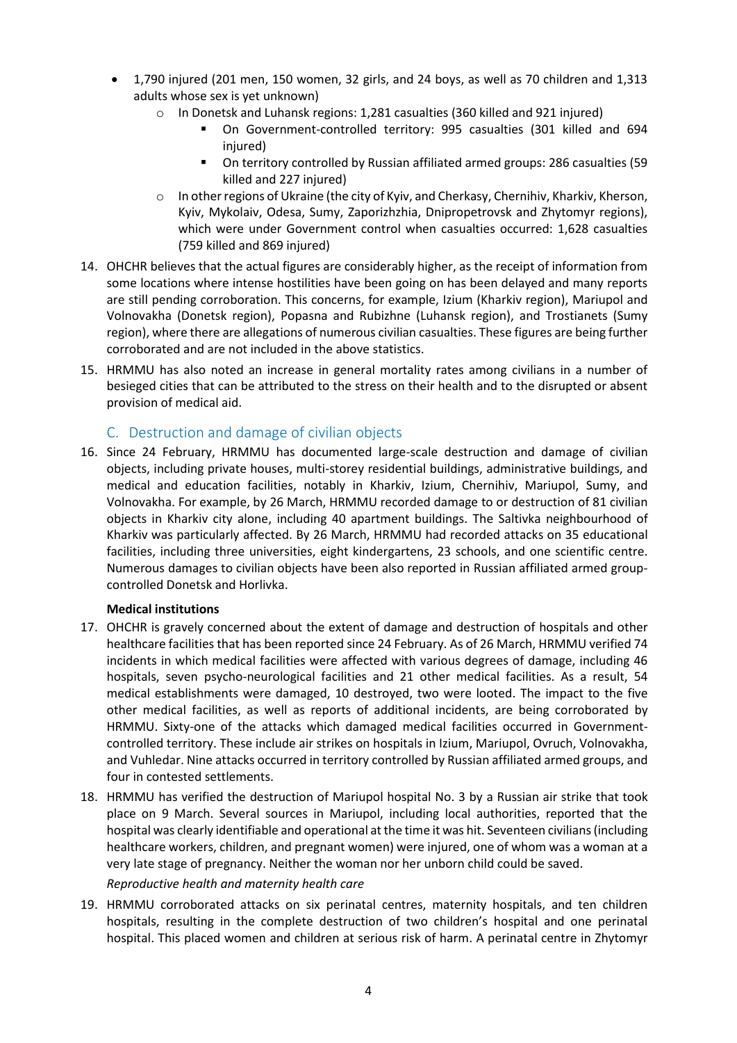- 1,790 injured (201 men, 150 women, 32 girls, and 24 boys, as well as 70 children and 1,313 adults whose sex is yet unknown)
    - In Donetsk and Luhansk regions: 1,281 casualties (360 killed and 921 injured)
        - On Government-controlled territory: 995 casualties (301 killed and 694 injured)
        - On territory controlled by Russian affiliated armed groups: 286 casualties (59 killed and 227 injured)
    - In other regions of Ukraine (the city of Kyiv, and Cherkasy, Chernihiv, Kharkiv, Kherson, Kyiv, Mykolaiv, Odesa, Sumy, Zaporizhzhia, Dnipropetrovsk and Zhytomyr regions), which were under Government control when casualties occurred: 1,628 casualties (759 killed and 869 injured)

14. OHCHR believes that the actual figures are considerably higher, as the receipt of information from some locations where intense hostilities have been going on has been delayed and many reports are still pending corroboration. This concerns, for example, Izium (Kharkiv region), Mariupol and Volnovakha (Donetsk region), Popasna and Rubizhne (Luhansk region), and Trostianets (Sumy region), where there are allegations of numerous civilian casualties. These figures are being further corroborated and are not included in the above statistics.

15. HRMMU has also noted an increase in general mortality rates among civilians in a number of besieged cities that can be attributed to the stress on their health and to the disrupted or absent provision of medical aid.

## C. Destruction and damage of civilian objects

16. Since 24 February, HRMMU has documented large-scale destruction and damage of civilian objects, including private houses, multi-storey residential buildings, administrative buildings, and medical and education facilities, notably in Kharkiv, Izium, Chernihiv, Mariupol, Sumy, and Volnovakha. For example, by 26 March, HRMMU recorded damage to or destruction of 81 civilian objects in Kharkiv city alone, including 40 apartment buildings. The Saltivka neighbourhood of Kharkiv was particularly affected. By 26 March, HRMMU had recorded attacks on 35 educational facilities, including three universities, eight kindergartens, 23 schools, and one scientific centre. Numerous damages to civilian objects have been also reported in Russian affiliated armed group-controlled Donetsk and Horlivka.

**Medical institutions**

17. OHCHR is gravely concerned about the extent of damage and destruction of hospitals and other healthcare facilities that has been reported since 24 February. As of 26 March, HRMMU verified 74 incidents in which medical facilities were affected with various degrees of damage, including 46 hospitals, seven psycho-neurological facilities and 21 other medical facilities. As a result, 54 medical establishments were damaged, 10 destroyed, two were looted. The impact to the five other medical facilities, as well as reports of additional incidents, are being corroborated by HRMMU. Sixty-one of the attacks which damaged medical facilities occurred in Government-controlled territory. These include air strikes on hospitals in Izium, Mariupol, Ovruch, Volnovakha, and Vuhledar. Nine attacks occurred in territory controlled by Russian affiliated armed groups, and four in contested settlements.

18. HRMMU has verified the destruction of Mariupol hospital No. 3 by a Russian air strike that took place on 9 March. Several sources in Mariupol, including local authorities, reported that the hospital was clearly identifiable and operational at the time it was hit. Seventeen civilians (including healthcare workers, children, and pregnant women) were injured, one of whom was a woman at a very late stage of pregnancy. Neither the woman nor her unborn child could be saved.

*Reproductive health and maternity health care*

19. HRMMU corroborated attacks on six perinatal centres, maternity hospitals, and ten children hospitals, resulting in the complete destruction of two children's hospital and one perinatal hospital. This placed women and children at serious risk of harm. A perinatal centre in Zhytomyr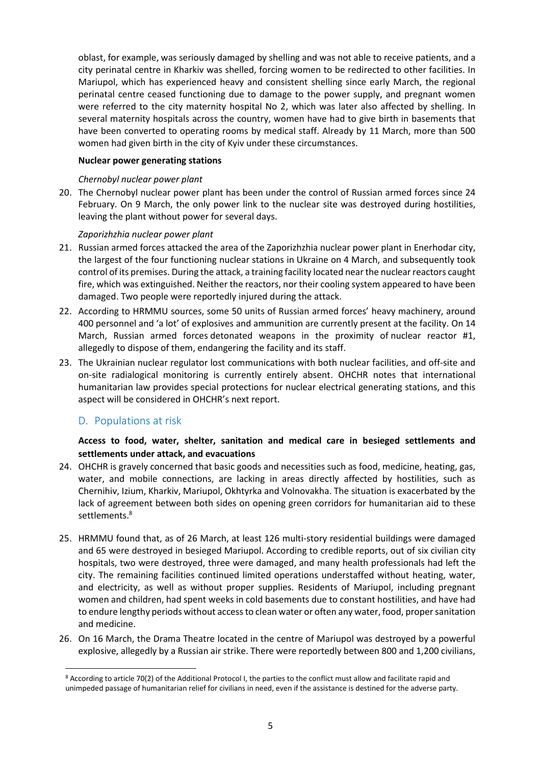oblast, for example, was seriously damaged by shelling and was not able to receive patients, and a city perinatal centre in Kharkiv was shelled, forcing women to be redirected to other facilities. In Mariupol, which has experienced heavy and consistent shelling since early March, the regional perinatal centre ceased functioning due to damage to the power supply, and pregnant women were referred to the city maternity hospital No 2, which was later also affected by shelling. In several maternity hospitals across the country, women have had to give birth in basements that have been converted to operating rooms by medical staff. Already by 11 March, more than 500 women had given birth in the city of Kyiv under these circumstances.

**Nuclear power generating stations**

*Chernobyl nuclear power plant*

20. The Chernobyl nuclear power plant has been under the control of Russian armed forces since 24 February. On 9 March, the only power link to the nuclear site was destroyed during hostilities, leaving the plant without power for several days.

*Zaporizhzhia nuclear power plant*

21. Russian armed forces attacked the area of the Zaporizhzhia nuclear power plant in Enerhodar city, the largest of the four functioning nuclear stations in Ukraine on 4 March, and subsequently took control of its premises. During the attack, a training facility located near the nuclear reactors caught fire, which was extinguished. Neither the reactors, nor their cooling system appeared to have been damaged. Two people were reportedly injured during the attack.
22. According to HRMMU sources, some 50 units of Russian armed forces' heavy machinery, around 400 personnel and 'a lot' of explosives and ammunition are currently present at the facility. On 14 March, Russian armed forces detonated weapons in the proximity of nuclear reactor #1, allegedly to dispose of them, endangering the facility and its staff.
23. The Ukrainian nuclear regulator lost communications with both nuclear facilities, and off-site and on-site radiological monitoring is currently entirely absent. OHCHR notes that international humanitarian law provides special protections for nuclear electrical generating stations, and this aspect will be considered in OHCHR's next report.

## D. Populations at risk

**Access to food, water, shelter, sanitation and medical care in besieged settlements and settlements under attack, and evacuations**

24. OHCHR is gravely concerned that basic goods and necessities such as food, medicine, heating, gas, water, and mobile connections, are lacking in areas directly affected by hostilities, such as Chernihiv, Izium, Kharkiv, Mariupol, Okhtyrka and Volnovakha. The situation is exacerbated by the lack of agreement between both sides on opening green corridors for humanitarian aid to these settlements.[8]
25. HRMMU found that, as of 26 March, at least 126 multi-story residential buildings were damaged and 65 were destroyed in besieged Mariupol. According to credible reports, out of six civilian city hospitals, two were destroyed, three were damaged, and many health professionals had left the city. The remaining facilities continued limited operations understaffed without heating, water, and electricity, as well as without proper supplies. Residents of Mariupol, including pregnant women and children, had spent weeks in cold basements due to constant hostilities, and have had to endure lengthy periods without access to clean water or often any water, food, proper sanitation and medicine.
26. On 16 March, the Drama Theatre located in the centre of Mariupol was destroyed by a powerful explosive, allegedly by a Russian air strike. There were reportedly between 800 and 1,200 civilians,

[8] According to article 70(2) of the Additional Protocol I, the parties to the conflict must allow and facilitate rapid and unimpeded passage of humanitarian relief for civilians in need, even if the assistance is destined for the adverse party.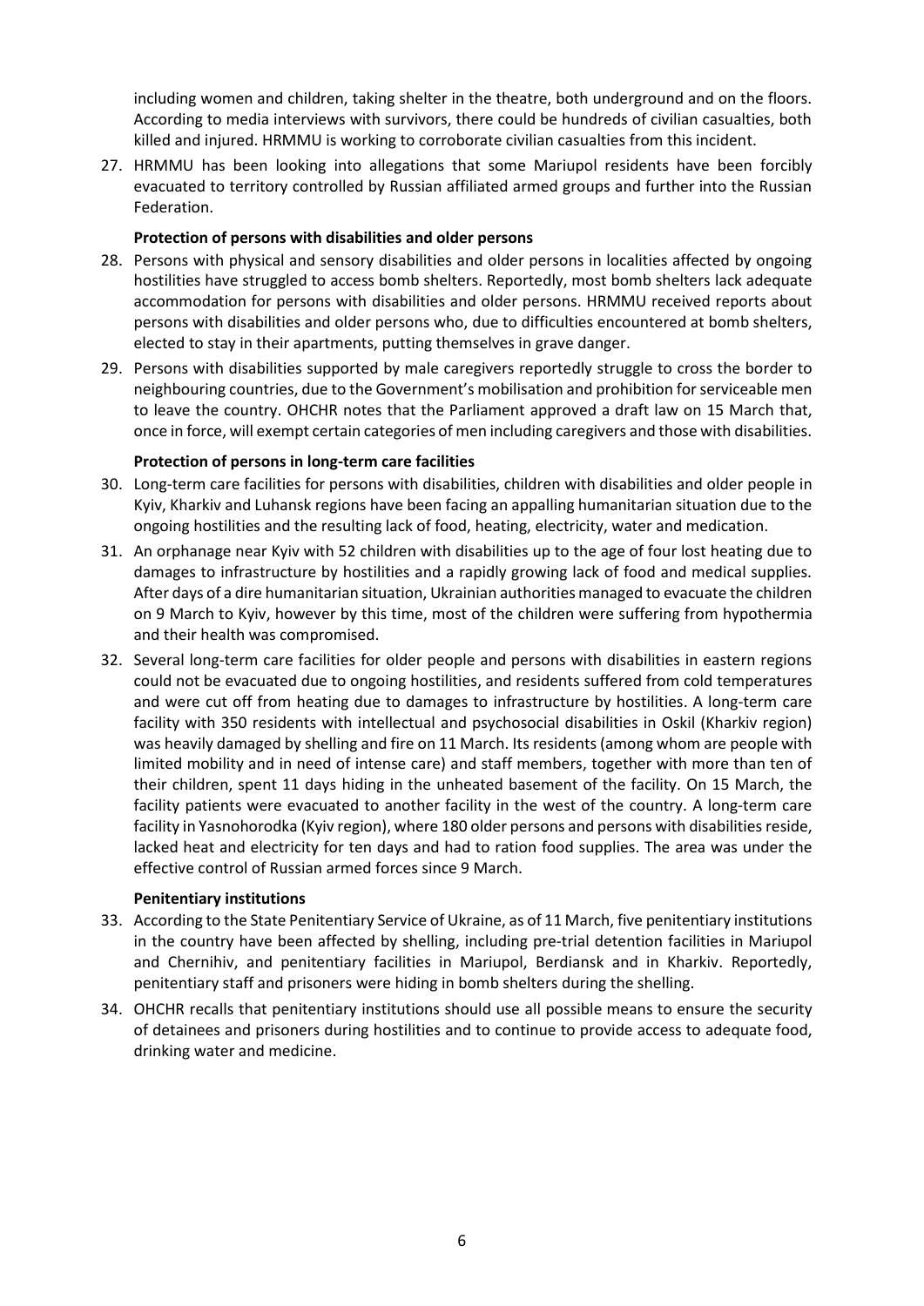including women and children, taking shelter in the theatre, both underground and on the floors. According to media interviews with survivors, there could be hundreds of civilian casualties, both killed and injured. HRMMU is working to corroborate civilian casualties from this incident.

27. HRMMU has been looking into allegations that some Mariupol residents have been forcibly evacuated to territory controlled by Russian affiliated armed groups and further into the Russian Federation.

**Protection of persons with disabilities and older persons**

28. Persons with physical and sensory disabilities and older persons in localities affected by ongoing hostilities have struggled to access bomb shelters. Reportedly, most bomb shelters lack adequate accommodation for persons with disabilities and older persons. HRMMU received reports about persons with disabilities and older persons who, due to difficulties encountered at bomb shelters, elected to stay in their apartments, putting themselves in grave danger.

29. Persons with disabilities supported by male caregivers reportedly struggle to cross the border to neighbouring countries, due to the Government's mobilisation and prohibition for serviceable men to leave the country. OHCHR notes that the Parliament approved a draft law on 15 March that, once in force, will exempt certain categories of men including caregivers and those with disabilities.

**Protection of persons in long-term care facilities**

30. Long-term care facilities for persons with disabilities, children with disabilities and older people in Kyiv, Kharkiv and Luhansk regions have been facing an appalling humanitarian situation due to the ongoing hostilities and the resulting lack of food, heating, electricity, water and medication.

31. An orphanage near Kyiv with 52 children with disabilities up to the age of four lost heating due to damages to infrastructure by hostilities and a rapidly growing lack of food and medical supplies. After days of a dire humanitarian situation, Ukrainian authorities managed to evacuate the children on 9 March to Kyiv, however by this time, most of the children were suffering from hypothermia and their health was compromised.

32. Several long-term care facilities for older people and persons with disabilities in eastern regions could not be evacuated due to ongoing hostilities, and residents suffered from cold temperatures and were cut off from heating due to damages to infrastructure by hostilities. A long-term care facility with 350 residents with intellectual and psychosocial disabilities in Oskil (Kharkiv region) was heavily damaged by shelling and fire on 11 March. Its residents (among whom are people with limited mobility and in need of intense care) and staff members, together with more than ten of their children, spent 11 days hiding in the unheated basement of the facility. On 15 March, the facility patients were evacuated to another facility in the west of the country. A long-term care facility in Yasnohorodka (Kyiv region), where 180 older persons and persons with disabilities reside, lacked heat and electricity for ten days and had to ration food supplies. The area was under the effective control of Russian armed forces since 9 March.

**Penitentiary institutions**

33. According to the State Penitentiary Service of Ukraine, as of 11 March, five penitentiary institutions in the country have been affected by shelling, including pre-trial detention facilities in Mariupol and Chernihiv, and penitentiary facilities in Mariupol, Berdiansk and in Kharkiv. Reportedly, penitentiary staff and prisoners were hiding in bomb shelters during the shelling.

34. OHCHR recalls that penitentiary institutions should use all possible means to ensure the security of detainees and prisoners during hostilities and to continue to provide access to adequate food, drinking water and medicine.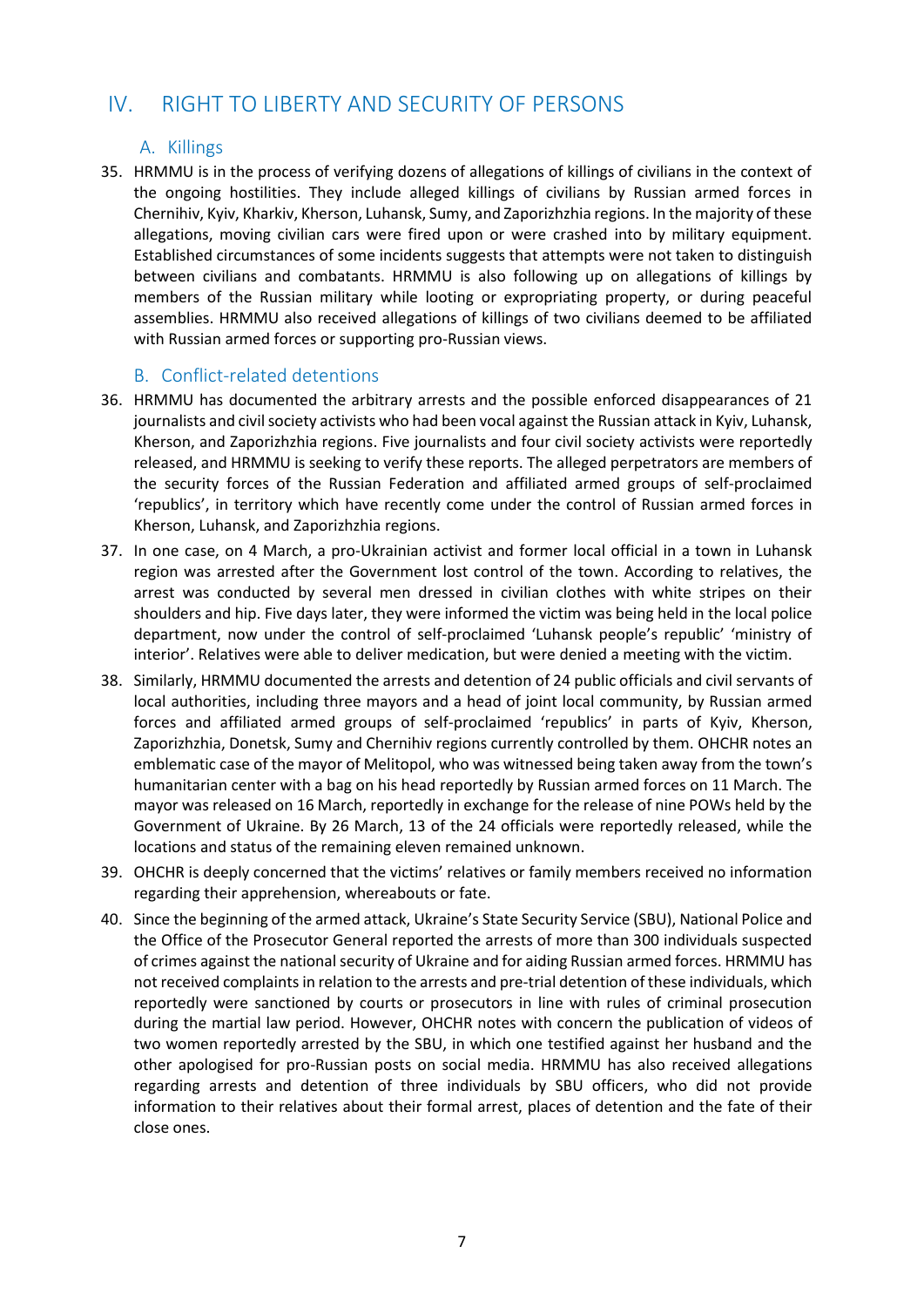# IV. RIGHT TO LIBERTY AND SECURITY OF PERSONS

## A. Killings

35. HRMMU is in the process of verifying dozens of allegations of killings of civilians in the context of the ongoing hostilities. They include alleged killings of civilians by Russian armed forces in Chernihiv, Kyiv, Kharkiv, Kherson, Luhansk, Sumy, and Zaporizhzhia regions. In the majority of these allegations, moving civilian cars were fired upon or were crashed into by military equipment. Established circumstances of some incidents suggests that attempts were not taken to distinguish between civilians and combatants. HRMMU is also following up on allegations of killings by members of the Russian military while looting or expropriating property, or during peaceful assemblies. HRMMU also received allegations of killings of two civilians deemed to be affiliated with Russian armed forces or supporting pro-Russian views.

## B. Conflict-related detentions

36. HRMMU has documented the arbitrary arrests and the possible enforced disappearances of 21 journalists and civil society activists who had been vocal against the Russian attack in Kyiv, Luhansk, Kherson, and Zaporizhzhia regions. Five journalists and four civil society activists were reportedly released, and HRMMU is seeking to verify these reports. The alleged perpetrators are members of the security forces of the Russian Federation and affiliated armed groups of self-proclaimed 'republics', in territory which have recently come under the control of Russian armed forces in Kherson, Luhansk, and Zaporizhzhia regions.

37. In one case, on 4 March, a pro-Ukrainian activist and former local official in a town in Luhansk region was arrested after the Government lost control of the town. According to relatives, the arrest was conducted by several men dressed in civilian clothes with white stripes on their shoulders and hip. Five days later, they were informed the victim was being held in the local police department, now under the control of self-proclaimed 'Luhansk people's republic' 'ministry of interior'. Relatives were able to deliver medication, but were denied a meeting with the victim.

38. Similarly, HRMMU documented the arrests and detention of 24 public officials and civil servants of local authorities, including three mayors and a head of joint local community, by Russian armed forces and affiliated armed groups of self-proclaimed 'republics' in parts of Kyiv, Kherson, Zaporizhzhia, Donetsk, Sumy and Chernihiv regions currently controlled by them. OHCHR notes an emblematic case of the mayor of Melitopol, who was witnessed being taken away from the town's humanitarian center with a bag on his head reportedly by Russian armed forces on 11 March. The mayor was released on 16 March, reportedly in exchange for the release of nine POWs held by the Government of Ukraine. By 26 March, 13 of the 24 officials were reportedly released, while the locations and status of the remaining eleven remained unknown.

39. OHCHR is deeply concerned that the victims' relatives or family members received no information regarding their apprehension, whereabouts or fate.

40. Since the beginning of the armed attack, Ukraine's State Security Service (SBU), National Police and the Office of the Prosecutor General reported the arrests of more than 300 individuals suspected of crimes against the national security of Ukraine and for aiding Russian armed forces. HRMMU has not received complaints in relation to the arrests and pre-trial detention of these individuals, which reportedly were sanctioned by courts or prosecutors in line with rules of criminal prosecution during the martial law period. However, OHCHR notes with concern the publication of videos of two women reportedly arrested by the SBU, in which one testified against her husband and the other apologised for pro-Russian posts on social media. HRMMU has also received allegations regarding arrests and detention of three individuals by SBU officers, who did not provide information to their relatives about their formal arrest, places of detention and the fate of their close ones.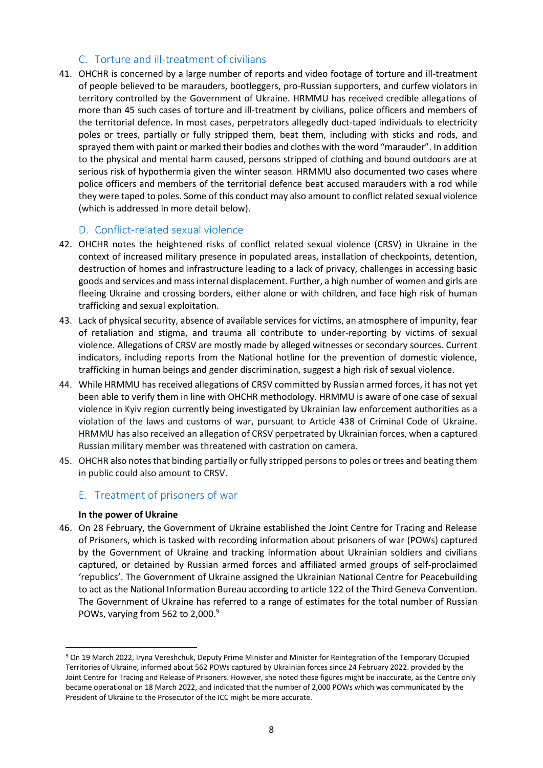### C. Torture and ill-treatment of civilians

41. OHCHR is concerned by a large number of reports and video footage of torture and ill-treatment of people believed to be marauders, bootleggers, pro-Russian supporters, and curfew violators in territory controlled by the Government of Ukraine. HRMMU has received credible allegations of more than 45 such cases of torture and ill-treatment by civilians, police officers and members of the territorial defence. In most cases, perpetrators allegedly duct-taped individuals to electricity poles or trees, partially or fully stripped them, beat them, including with sticks and rods, and sprayed them with paint or marked their bodies and clothes with the word "marauder". In addition to the physical and mental harm caused, persons stripped of clothing and bound outdoors are at serious risk of hypothermia given the winter season. HRMMU also documented two cases where police officers and members of the territorial defence beat accused marauders with a rod while they were taped to poles. Some of this conduct may also amount to conflict related sexual violence (which is addressed in more detail below).

### D. Conflict-related sexual violence

42. OHCHR notes the heightened risks of conflict related sexual violence (CRSV) in Ukraine in the context of increased military presence in populated areas, installation of checkpoints, detention, destruction of homes and infrastructure leading to a lack of privacy, challenges in accessing basic goods and services and mass internal displacement. Further, a high number of women and girls are fleeing Ukraine and crossing borders, either alone or with children, and face high risk of human trafficking and sexual exploitation.
43. Lack of physical security, absence of available services for victims, an atmosphere of impunity, fear of retaliation and stigma, and trauma all contribute to under-reporting by victims of sexual violence. Allegations of CRSV are mostly made by alleged witnesses or secondary sources. Current indicators, including reports from the National hotline for the prevention of domestic violence, trafficking in human beings and gender discrimination, suggest a high risk of sexual violence.
44. While HRMMU has received allegations of CRSV committed by Russian armed forces, it has not yet been able to verify them in line with OHCHR methodology. HRMMU is aware of one case of sexual violence in Kyiv region currently being investigated by Ukrainian law enforcement authorities as a violation of the laws and customs of war, pursuant to Article 438 of Criminal Code of Ukraine. HRMMU has also received an allegation of CRSV perpetrated by Ukrainian forces, when a captured Russian military member was threatened with castration on camera.
45. OHCHR also notes that binding partially or fully stripped persons to poles or trees and beating them in public could also amount to CRSV.

### E. Treatment of prisoners of war

**In the power of Ukraine**

46. On 28 February, the Government of Ukraine established the Joint Centre for Tracing and Release of Prisoners, which is tasked with recording information about prisoners of war (POWs) captured by the Government of Ukraine and tracking information about Ukrainian soldiers and civilians captured, or detained by Russian armed forces and affiliated armed groups of self-proclaimed 'republics'. The Government of Ukraine assigned the Ukrainian National Centre for Peacebuilding to act as the National Information Bureau according to article 122 of the Third Geneva Convention. The Government of Ukraine has referred to a range of estimates for the total number of Russian POWs, varying from 562 to 2,000.[9]

---

[9] On 19 March 2022, Iryna Vereshchuk, Deputy Prime Minister and Minister for Reintegration of the Temporary Occupied Territories of Ukraine, informed about 562 POWs captured by Ukrainian forces since 24 February 2022. provided by the Joint Centre for Tracing and Release of Prisoners. However, she noted these figures might be inaccurate, as the Centre only became operational on 18 March 2022, and indicated that the number of 2,000 POWs which was communicated by the President of Ukraine to the Prosecutor of the ICC might be more accurate.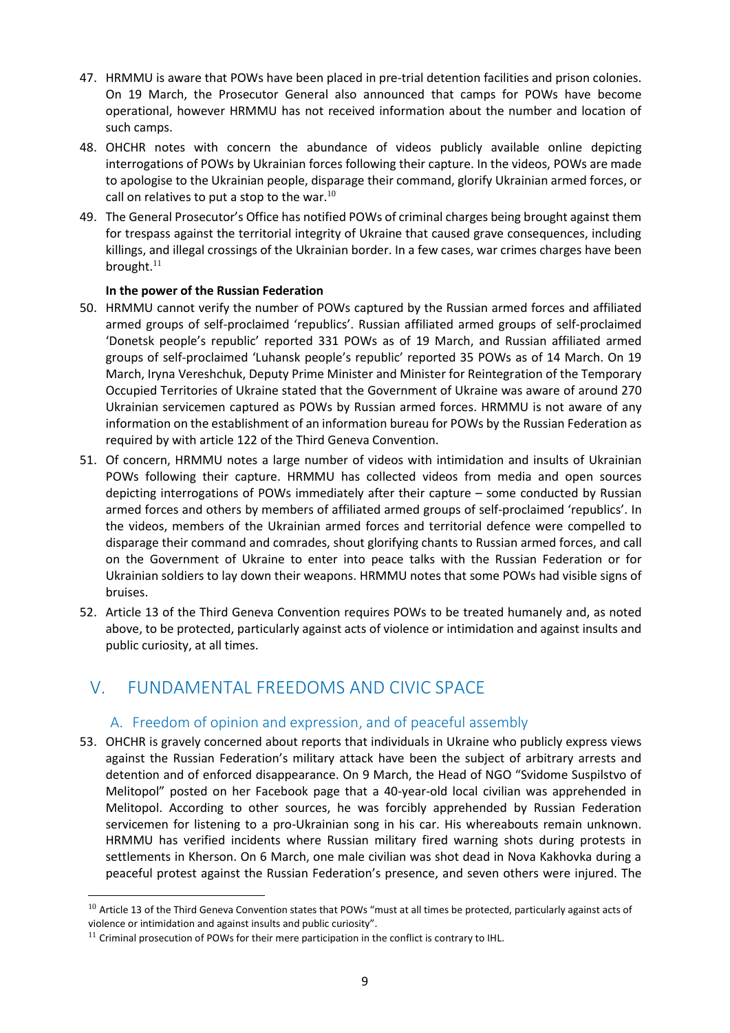47. HRMMU is aware that POWs have been placed in pre-trial detention facilities and prison colonies. On 19 March, the Prosecutor General also announced that camps for POWs have become operational, however HRMMU has not received information about the number and location of such camps.
48. OHCHR notes with concern the abundance of videos publicly available online depicting interrogations of POWs by Ukrainian forces following their capture. In the videos, POWs are made to apologise to the Ukrainian people, disparage their command, glorify Ukrainian armed forces, or call on relatives to put a stop to the war.[10]
49. The General Prosecutor's Office has notified POWs of criminal charges being brought against them for trespass against the territorial integrity of Ukraine that caused grave consequences, including killings, and illegal crossings of the Ukrainian border. In a few cases, war crimes charges have been brought.[11]

**In the power of the Russian Federation**

50. HRMMU cannot verify the number of POWs captured by the Russian armed forces and affiliated armed groups of self-proclaimed 'republics'. Russian affiliated armed groups of self-proclaimed 'Donetsk people's republic' reported 331 POWs as of 19 March, and Russian affiliated armed groups of self-proclaimed 'Luhansk people's republic' reported 35 POWs as of 14 March. On 19 March, Iryna Vereshchuk, Deputy Prime Minister and Minister for Reintegration of the Temporary Occupied Territories of Ukraine stated that the Government of Ukraine was aware of around 270 Ukrainian servicemen captured as POWs by Russian armed forces. HRMMU is not aware of any information on the establishment of an information bureau for POWs by the Russian Federation as required by with article 122 of the Third Geneva Convention.
51. Of concern, HRMMU notes a large number of videos with intimidation and insults of Ukrainian POWs following their capture. HRMMU has collected videos from media and open sources depicting interrogations of POWs immediately after their capture – some conducted by Russian armed forces and others by members of affiliated armed groups of self-proclaimed 'republics'. In the videos, members of the Ukrainian armed forces and territorial defence were compelled to disparage their command and comrades, shout glorifying chants to Russian armed forces, and call on the Government of Ukraine to enter into peace talks with the Russian Federation or for Ukrainian soldiers to lay down their weapons. HRMMU notes that some POWs had visible signs of bruises.
52. Article 13 of the Third Geneva Convention requires POWs to be treated humanely and, as noted above, to be protected, particularly against acts of violence or intimidation and against insults and public curiosity, at all times.

## V. FUNDAMENTAL FREEDOMS AND CIVIC SPACE

### A. Freedom of opinion and expression, and of peaceful assembly

53. OHCHR is gravely concerned about reports that individuals in Ukraine who publicly express views against the Russian Federation's military attack have been the subject of arbitrary arrests and detention and of enforced disappearance. On 9 March, the Head of NGO "Svidome Suspilstvo of Melitopol" posted on her Facebook page that a 40-year-old local civilian was apprehended in Melitopol. According to other sources, he was forcibly apprehended by Russian Federation servicemen for listening to a pro-Ukrainian song in his car. His whereabouts remain unknown. HRMMU has verified incidents where Russian military fired warning shots during protests in settlements in Kherson. On 6 March, one male civilian was shot dead in Nova Kakhovka during a peaceful protest against the Russian Federation's presence, and seven others were injured. The

---

[10] Article 13 of the Third Geneva Convention states that POWs "must at all times be protected, particularly against acts of violence or intimidation and against insults and public curiosity".

[11] Criminal prosecution of POWs for their mere participation in the conflict is contrary to IHL.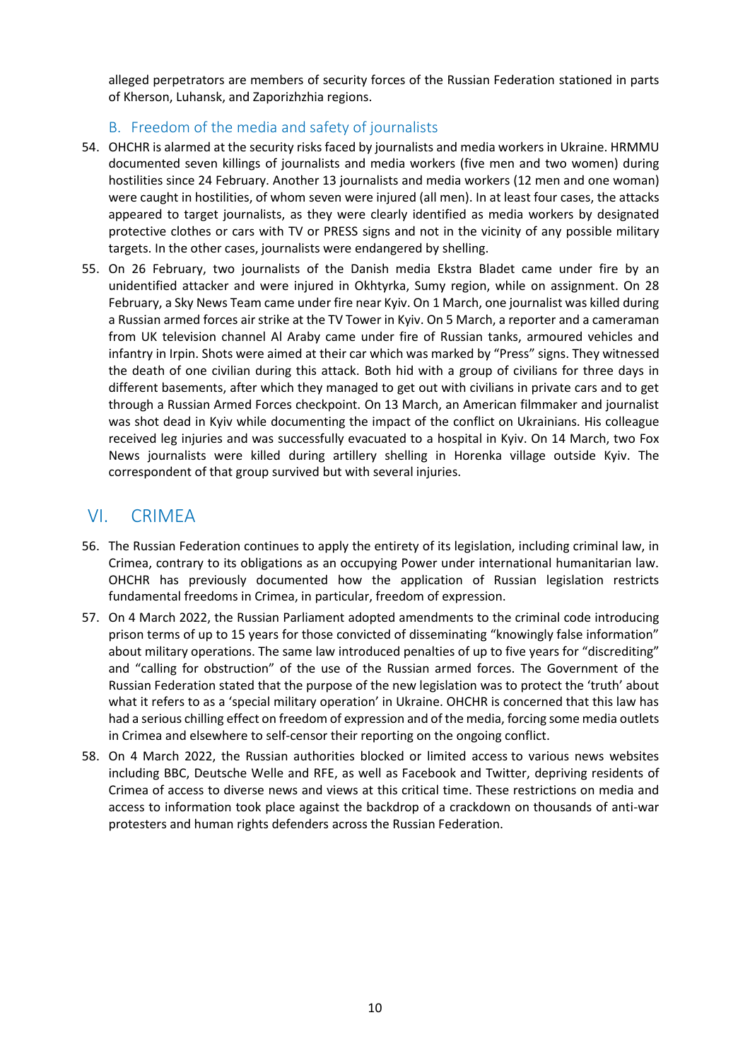alleged perpetrators are members of security forces of the Russian Federation stationed in parts of Kherson, Luhansk, and Zaporizhzhia regions.

### B. Freedom of the media and safety of journalists

54. OHCHR is alarmed at the security risks faced by journalists and media workers in Ukraine. HRMMU documented seven killings of journalists and media workers (five men and two women) during hostilities since 24 February. Another 13 journalists and media workers (12 men and one woman) were caught in hostilities, of whom seven were injured (all men). In at least four cases, the attacks appeared to target journalists, as they were clearly identified as media workers by designated protective clothes or cars with TV or PRESS signs and not in the vicinity of any possible military targets. In the other cases, journalists were endangered by shelling.

55. On 26 February, two journalists of the Danish media Ekstra Bladet came under fire by an unidentified attacker and were injured in Okhtyrka, Sumy region, while on assignment. On 28 February, a Sky News Team came under fire near Kyiv. On 1 March, one journalist was killed during a Russian armed forces air strike at the TV Tower in Kyiv. On 5 March, a reporter and a cameraman from UK television channel Al Araby came under fire of Russian tanks, armoured vehicles and infantry in Irpin. Shots were aimed at their car which was marked by "Press" signs. They witnessed the death of one civilian during this attack. Both hid with a group of civilians for three days in different basements, after which they managed to get out with civilians in private cars and to get through a Russian Armed Forces checkpoint. On 13 March, an American filmmaker and journalist was shot dead in Kyiv while documenting the impact of the conflict on Ukrainians. His colleague received leg injuries and was successfully evacuated to a hospital in Kyiv. On 14 March, two Fox News journalists were killed during artillery shelling in Horenka village outside Kyiv. The correspondent of that group survived but with several injuries.

## VI. CRIMEA

56. The Russian Federation continues to apply the entirety of its legislation, including criminal law, in Crimea, contrary to its obligations as an occupying Power under international humanitarian law. OHCHR has previously documented how the application of Russian legislation restricts fundamental freedoms in Crimea, in particular, freedom of expression.

57. On 4 March 2022, the Russian Parliament adopted amendments to the criminal code introducing prison terms of up to 15 years for those convicted of disseminating "knowingly false information" about military operations. The same law introduced penalties of up to five years for "discrediting" and "calling for obstruction" of the use of the Russian armed forces. The Government of the Russian Federation stated that the purpose of the new legislation was to protect the 'truth' about what it refers to as a 'special military operation' in Ukraine. OHCHR is concerned that this law has had a serious chilling effect on freedom of expression and of the media, forcing some media outlets in Crimea and elsewhere to self-censor their reporting on the ongoing conflict.

58. On 4 March 2022, the Russian authorities blocked or limited access to various news websites including BBC, Deutsche Welle and RFE, as well as Facebook and Twitter, depriving residents of Crimea of access to diverse news and views at this critical time. These restrictions on media and access to information took place against the backdrop of a crackdown on thousands of anti-war protesters and human rights defenders across the Russian Federation.